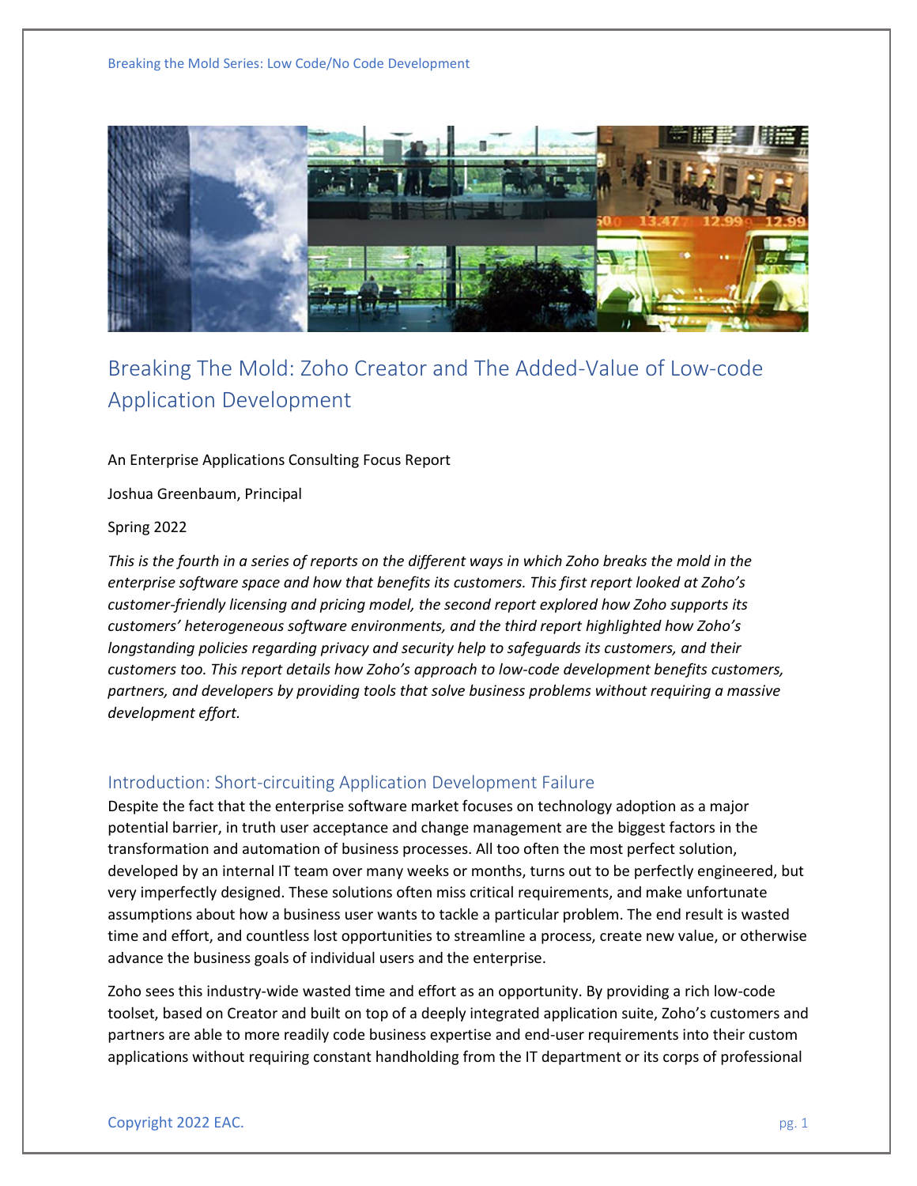# Breaking The Mold: Zoho Creator and The Added-Value of Low-code Application Development

An Enterprise Applications Consulting Focus Report

Joshua Greenbaum, Principal

Spring 2022

*This is the fourth in a series of reports on the different ways in which Zoho breaks the mold in the enterprise software space and how that benefits its customers. This first report looked at Zoho's customer-friendly licensing and pricing model, the second report explored how Zoho supports its customers' heterogeneous software environments, and the third report highlighted how Zoho's longstanding policies regarding privacy and security help to safeguards its customers, and their customers too. This report details how Zoho's approach to low-code development benefits customers, partners, and developers by providing tools that solve business problems without requiring a massive development effort.*

## Introduction: Short-circuiting Application Development Failure

Despite the fact that the enterprise software market focuses on technology adoption as a major potential barrier, in truth user acceptance and change management are the biggest factors in the transformation and automation of business processes. All too often the most perfect solution, developed by an internal IT team over many weeks or months, turns out to be perfectly engineered, but very imperfectly designed. These solutions often miss critical requirements, and make unfortunate assumptions about how a business user wants to tackle a particular problem. The end result is wasted time and effort, and countless lost opportunities to streamline a process, create new value, or otherwise advance the business goals of individual users and the enterprise.

Zoho sees this industry-wide wasted time and effort as an opportunity. By providing a rich low-code toolset, based on Creator and built on top of a deeply integrated application suite, Zoho's customers and partners are able to more readily code business expertise and end-user requirements into their custom applications without requiring constant handholding from the IT department or its corps of professional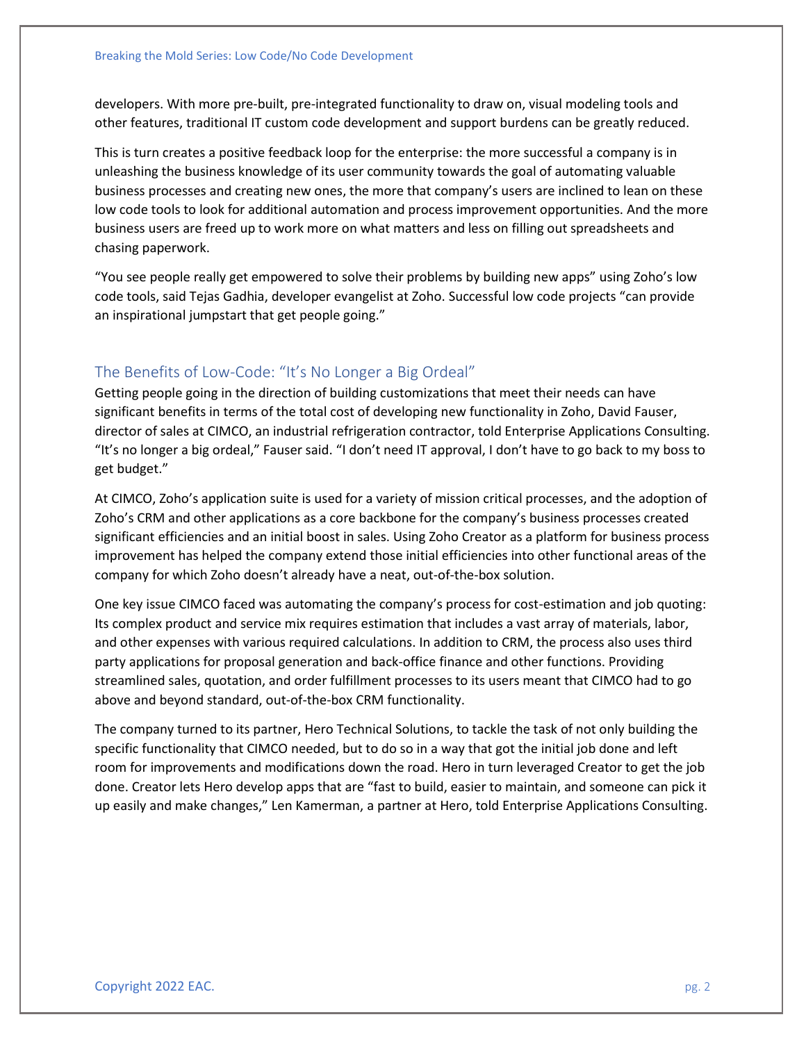developers. With more pre-built, pre-integrated functionality to draw on, visual modeling tools and other features, traditional IT custom code development and support burdens can be greatly reduced.

This is turn creates a positive feedback loop for the enterprise: the more successful a company is in unleashing the business knowledge of its user community towards the goal of automating valuable business processes and creating new ones, the more that company's users are inclined to lean on these low code tools to look for additional automation and process improvement opportunities. And the more business users are freed up to work more on what matters and less on filling out spreadsheets and chasing paperwork.

"You see people really get empowered to solve their problems by building new apps" using Zoho's low code tools, said Tejas Gadhia, developer evangelist at Zoho. Successful low code projects "can provide an inspirational jumpstart that get people going."

## The Benefits of Low-Code: "It's No Longer a Big Ordeal"

Getting people going in the direction of building customizations that meet their needs can have significant benefits in terms of the total cost of developing new functionality in Zoho, David Fauser, director of sales at CIMCO, an industrial refrigeration contractor, told Enterprise Applications Consulting. "It's no longer a big ordeal," Fauser said. "I don't need IT approval, I don't have to go back to my boss to get budget."

At CIMCO, Zoho's application suite is used for a variety of mission critical processes, and the adoption of Zoho's CRM and other applications as a core backbone for the company's business processes created significant efficiencies and an initial boost in sales. Using Zoho Creator as a platform for business process improvement has helped the company extend those initial efficiencies into other functional areas of the company for which Zoho doesn't already have a neat, out-of-the-box solution.

One key issue CIMCO faced was automating the company's process for cost-estimation and job quoting: Its complex product and service mix requires estimation that includes a vast array of materials, labor, and other expenses with various required calculations. In addition to CRM, the process also uses third party applications for proposal generation and back-office finance and other functions. Providing streamlined sales, quotation, and order fulfillment processes to its users meant that CIMCO had to go above and beyond standard, out-of-the-box CRM functionality.

The company turned to its partner, Hero Technical Solutions, to tackle the task of not only building the specific functionality that CIMCO needed, but to do so in a way that got the initial job done and left room for improvements and modifications down the road. Hero in turn leveraged Creator to get the job done. Creator lets Hero develop apps that are "fast to build, easier to maintain, and someone can pick it up easily and make changes," Len Kamerman, a partner at Hero, told Enterprise Applications Consulting.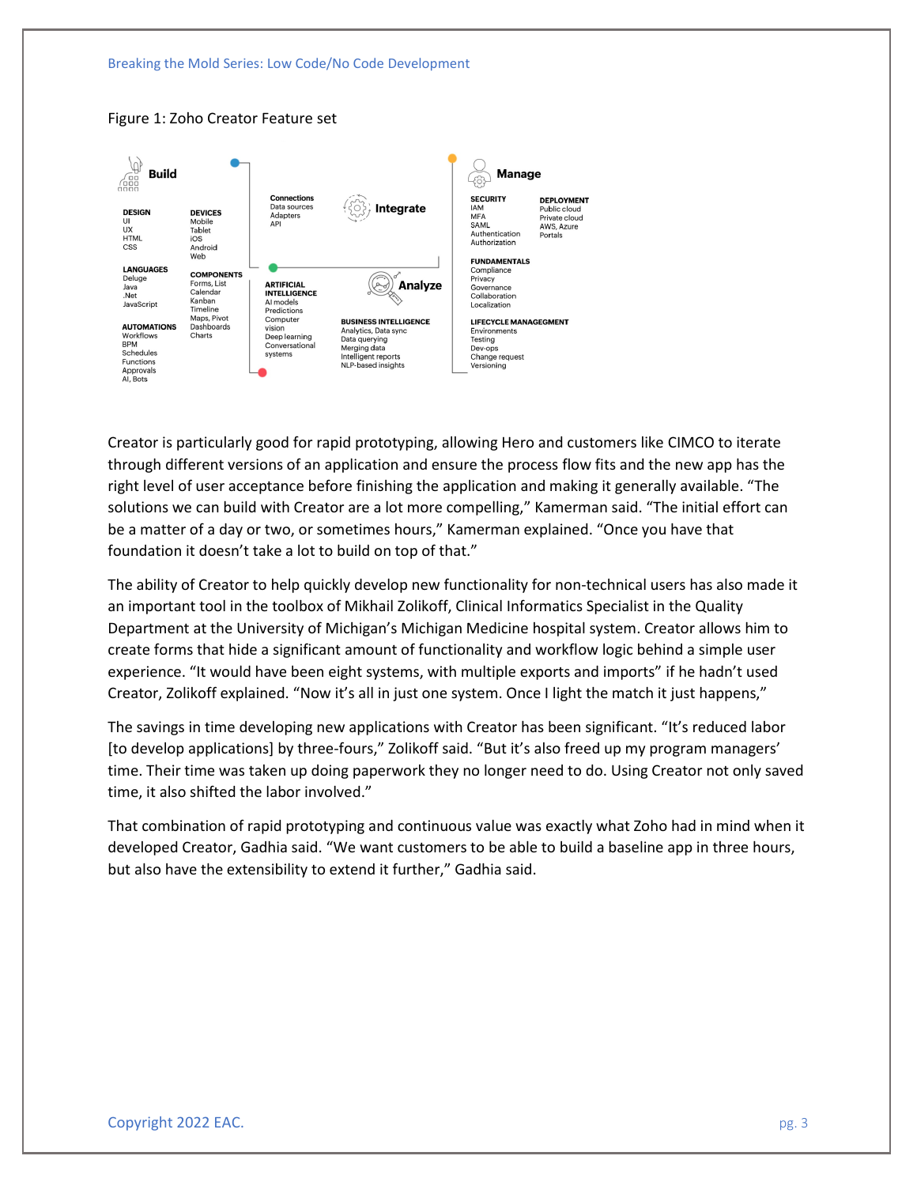Figure 1: Zoho Creator Feature set

**Build**

**DESIGN**
UI
UX
HTML
CSS

**DEVICES**
Mobile
Tablet
iOS
Android
Web

**LANGUAGES**
Deluge
Java
.Net
JavaScript

**COMPONENTS**
Forms, List
Calendar
Kanban
Timeline
Maps, Pivot
Dashboards
Charts

**AUTOMATIONS**
Workflows
BPM
Schedules
Functions
Approvals
AI, Bots

**Integrate**

**Connections**
Data sources
Adapters
API

**Analyze**

**ARTIFICIAL INTELLIGENCE**
AI models
Predictions
Computer vision
Deep learning
Conversational systems

**BUSINESS INTELLIGENCE**
Analytics, Data sync
Data querying
Merging data
Intelligent reports
NLP-based insights

**Manage**

**SECURITY**
IAM
MFA
SAML
Authentication
Authorization

**DEPLOYMENT**
Public cloud
Private cloud
AWS, Azure
Portals

**FUNDAMENTALS**
Compliance
Privacy
Governance
Collaboration
Localization

**LIFECYCLE MANAGEMENT**
Environments
Testing
Dev-ops
Change request
Versioning

Creator is particularly good for rapid prototyping, allowing Hero and customers like CIMCO to iterate through different versions of an application and ensure the process flow fits and the new app has the right level of user acceptance before finishing the application and making it generally available. "The solutions we can build with Creator are a lot more compelling," Kamerman said. "The initial effort can be a matter of a day or two, or sometimes hours," Kamerman explained. "Once you have that foundation it doesn't take a lot to build on top of that."

The ability of Creator to help quickly develop new functionality for non-technical users has also made it an important tool in the toolbox of Mikhail Zolikoff, Clinical Informatics Specialist in the Quality Department at the University of Michigan's Michigan Medicine hospital system. Creator allows him to create forms that hide a significant amount of functionality and workflow logic behind a simple user experience. "It would have been eight systems, with multiple exports and imports" if he hadn't used Creator, Zolikoff explained. "Now it's all in just one system. Once I light the match it just happens,"

The savings in time developing new applications with Creator has been significant. "It's reduced labor [to develop applications] by three-fours," Zolikoff said. "But it's also freed up my program managers' time. Their time was taken up doing paperwork they no longer need to do. Using Creator not only saved time, it also shifted the labor involved."

That combination of rapid prototyping and continuous value was exactly what Zoho had in mind when it developed Creator, Gadhia said. "We want customers to be able to build a baseline app in three hours, but also have the extensibility to extend it further," Gadhia said.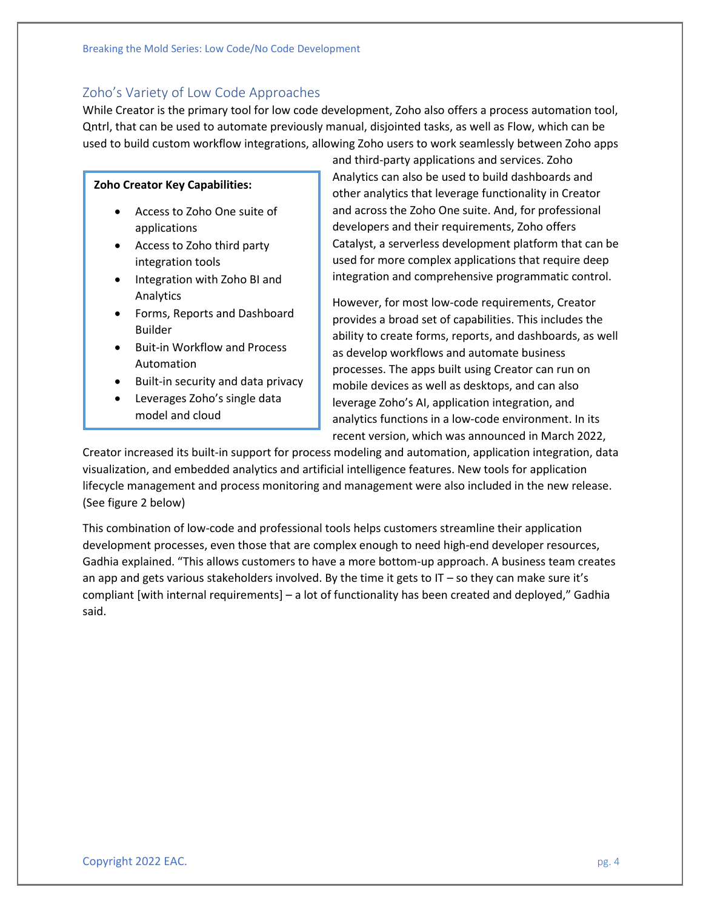## Zoho's Variety of Low Code Approaches

While Creator is the primary tool for low code development, Zoho also offers a process automation tool, Qntrl, that can be used to automate previously manual, disjointed tasks, as well as Flow, which can be used to build custom workflow integrations, allowing Zoho users to work seamlessly between Zoho apps and third-party applications and services. Zoho Analytics can also be used to build dashboards and other analytics that leverage functionality in Creator and across the Zoho One suite. And, for professional developers and their requirements, Zoho offers Catalyst, a serverless development platform that can be used for more complex applications that require deep integration and comprehensive programmatic control.

**Zoho Creator Key Capabilities:**

- Access to Zoho One suite of applications
- Access to Zoho third party integration tools
- Integration with Zoho BI and Analytics
- Forms, Reports and Dashboard Builder
- Buit-in Workflow and Process Automation
- Built-in security and data privacy
- Leverages Zoho's single data model and cloud

However, for most low-code requirements, Creator provides a broad set of capabilities. This includes the ability to create forms, reports, and dashboards, as well as develop workflows and automate business processes. The apps built using Creator can run on mobile devices as well as desktops, and can also leverage Zoho's AI, application integration, and analytics functions in a low-code environment. In its recent version, which was announced in March 2022, Creator increased its built-in support for process modeling and automation, application integration, data visualization, and embedded analytics and artificial intelligence features. New tools for application lifecycle management and process monitoring and management were also included in the new release. (See figure 2 below)

This combination of low-code and professional tools helps customers streamline their application development processes, even those that are complex enough to need high-end developer resources, Gadhia explained. "This allows customers to have a more bottom-up approach. A business team creates an app and gets various stakeholders involved. By the time it gets to IT – so they can make sure it's compliant [with internal requirements] – a lot of functionality has been created and deployed," Gadhia said.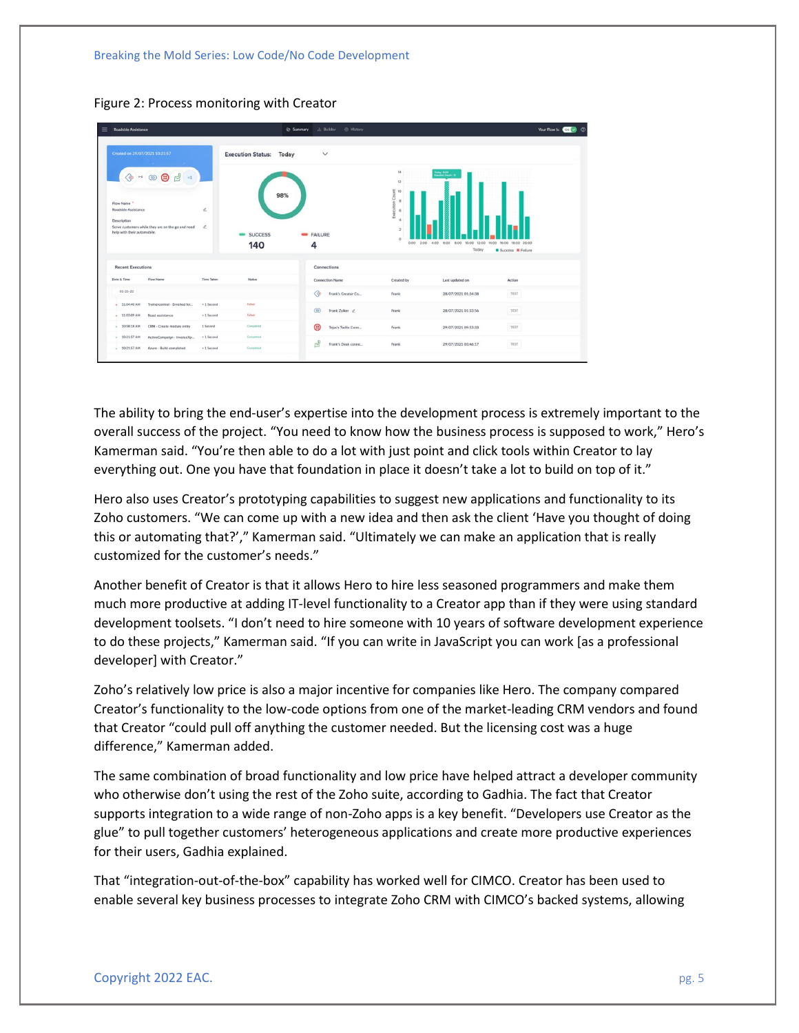Figure 2: Process monitoring with Creator

The ability to bring the end-user's expertise into the development process is extremely important to the overall success of the project. "You need to know how the business process is supposed to work," Hero's Kamerman said. "You're then able to do a lot with just point and click tools within Creator to lay everything out. One you have that foundation in place it doesn't take a lot to build on top of it."

Hero also uses Creator's prototyping capabilities to suggest new applications and functionality to its Zoho customers. "We can come up with a new idea and then ask the client 'Have you thought of doing this or automating that?'," Kamerman said. "Ultimately we can make an application that is really customized for the customer's needs."

Another benefit of Creator is that it allows Hero to hire less seasoned programmers and make them much more productive at adding IT-level functionality to a Creator app than if they were using standard development toolsets. "I don't need to hire someone with 10 years of software development experience to do these projects," Kamerman said. "If you can write in JavaScript you can work [as a professional developer] with Creator."

Zoho's relatively low price is also a major incentive for companies like Hero. The company compared Creator's functionality to the low-code options from one of the market-leading CRM vendors and found that Creator "could pull off anything the customer needed. But the licensing cost was a huge difference," Kamerman added.

The same combination of broad functionality and low price have helped attract a developer community who otherwise don't using the rest of the Zoho suite, according to Gadhia. The fact that Creator supports integration to a wide range of non-Zoho apps is a key benefit. "Developers use Creator as the glue" to pull together customers' heterogeneous applications and create more productive experiences for their users, Gadhia explained.

That "integration-out-of-the-box" capability has worked well for CIMCO. Creator has been used to enable several key business processes to integrate Zoho CRM with CIMCO's backed systems, allowing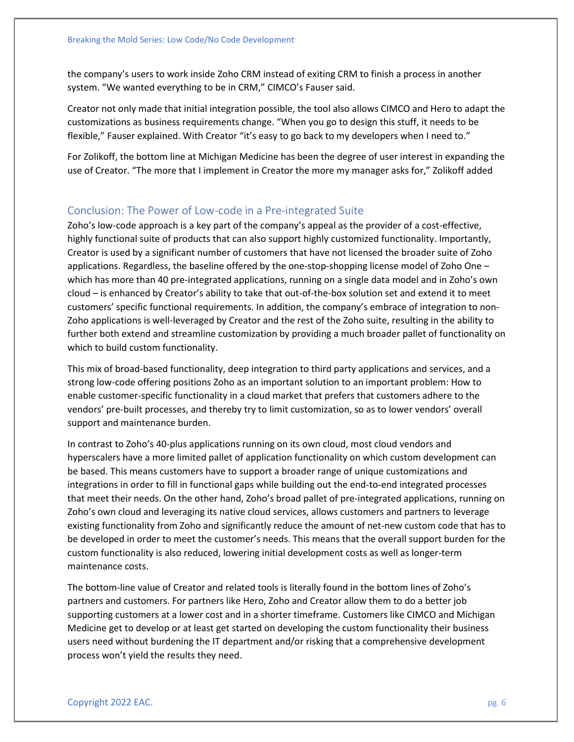the company's users to work inside Zoho CRM instead of exiting CRM to finish a process in another system. "We wanted everything to be in CRM," CIMCO's Fauser said.

Creator not only made that initial integration possible, the tool also allows CIMCO and Hero to adapt the customizations as business requirements change. "When you go to design this stuff, it needs to be flexible," Fauser explained. With Creator "it's easy to go back to my developers when I need to."

For Zolikoff, the bottom line at Michigan Medicine has been the degree of user interest in expanding the use of Creator. "The more that I implement in Creator the more my manager asks for," Zolikoff added

## Conclusion: The Power of Low-code in a Pre-integrated Suite

Zoho's low-code approach is a key part of the company's appeal as the provider of a cost-effective, highly functional suite of products that can also support highly customized functionality. Importantly, Creator is used by a significant number of customers that have not licensed the broader suite of Zoho applications. Regardless, the baseline offered by the one-stop-shopping license model of Zoho One – which has more than 40 pre-integrated applications, running on a single data model and in Zoho's own cloud – is enhanced by Creator's ability to take that out-of-the-box solution set and extend it to meet customers' specific functional requirements. In addition, the company's embrace of integration to non-Zoho applications is well-leveraged by Creator and the rest of the Zoho suite, resulting in the ability to further both extend and streamline customization by providing a much broader pallet of functionality on which to build custom functionality.

This mix of broad-based functionality, deep integration to third party applications and services, and a strong low-code offering positions Zoho as an important solution to an important problem: How to enable customer-specific functionality in a cloud market that prefers that customers adhere to the vendors' pre-built processes, and thereby try to limit customization, so as to lower vendors' overall support and maintenance burden.

In contrast to Zoho's 40-plus applications running on its own cloud, most cloud vendors and hyperscalers have a more limited pallet of application functionality on which custom development can be based. This means customers have to support a broader range of unique customizations and integrations in order to fill in functional gaps while building out the end-to-end integrated processes that meet their needs. On the other hand, Zoho's broad pallet of pre-integrated applications, running on Zoho's own cloud and leveraging its native cloud services, allows customers and partners to leverage existing functionality from Zoho and significantly reduce the amount of net-new custom code that has to be developed in order to meet the customer's needs. This means that the overall support burden for the custom functionality is also reduced, lowering initial development costs as well as longer-term maintenance costs.

The bottom-line value of Creator and related tools is literally found in the bottom lines of Zoho's partners and customers. For partners like Hero, Zoho and Creator allow them to do a better job supporting customers at a lower cost and in a shorter timeframe. Customers like CIMCO and Michigan Medicine get to develop or at least get started on developing the custom functionality their business users need without burdening the IT department and/or risking that a comprehensive development process won't yield the results they need.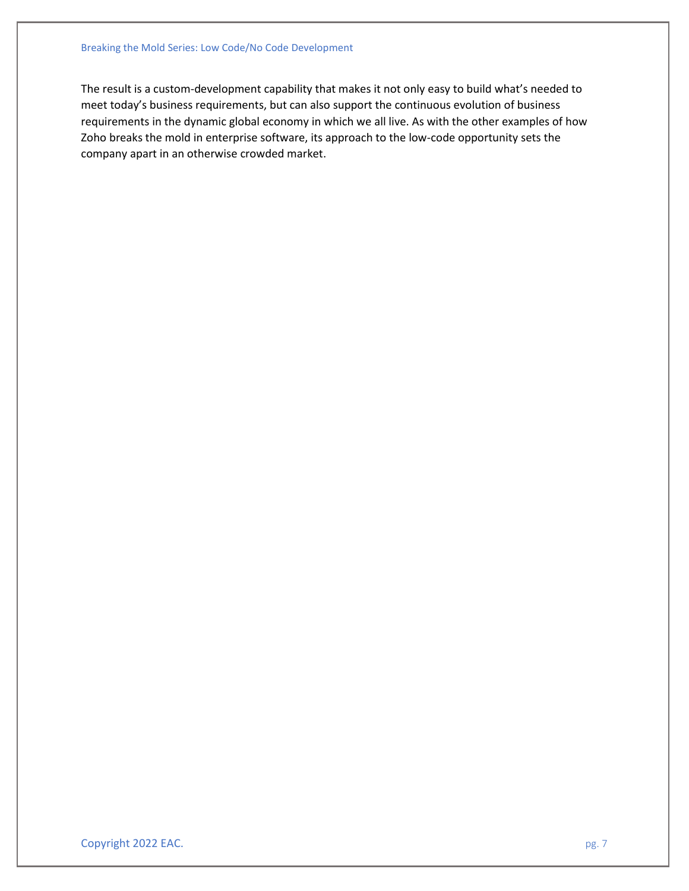The result is a custom-development capability that makes it not only easy to build what's needed to meet today's business requirements, but can also support the continuous evolution of business requirements in the dynamic global economy in which we all live. As with the other examples of how Zoho breaks the mold in enterprise software, its approach to the low-code opportunity sets the company apart in an otherwise crowded market.